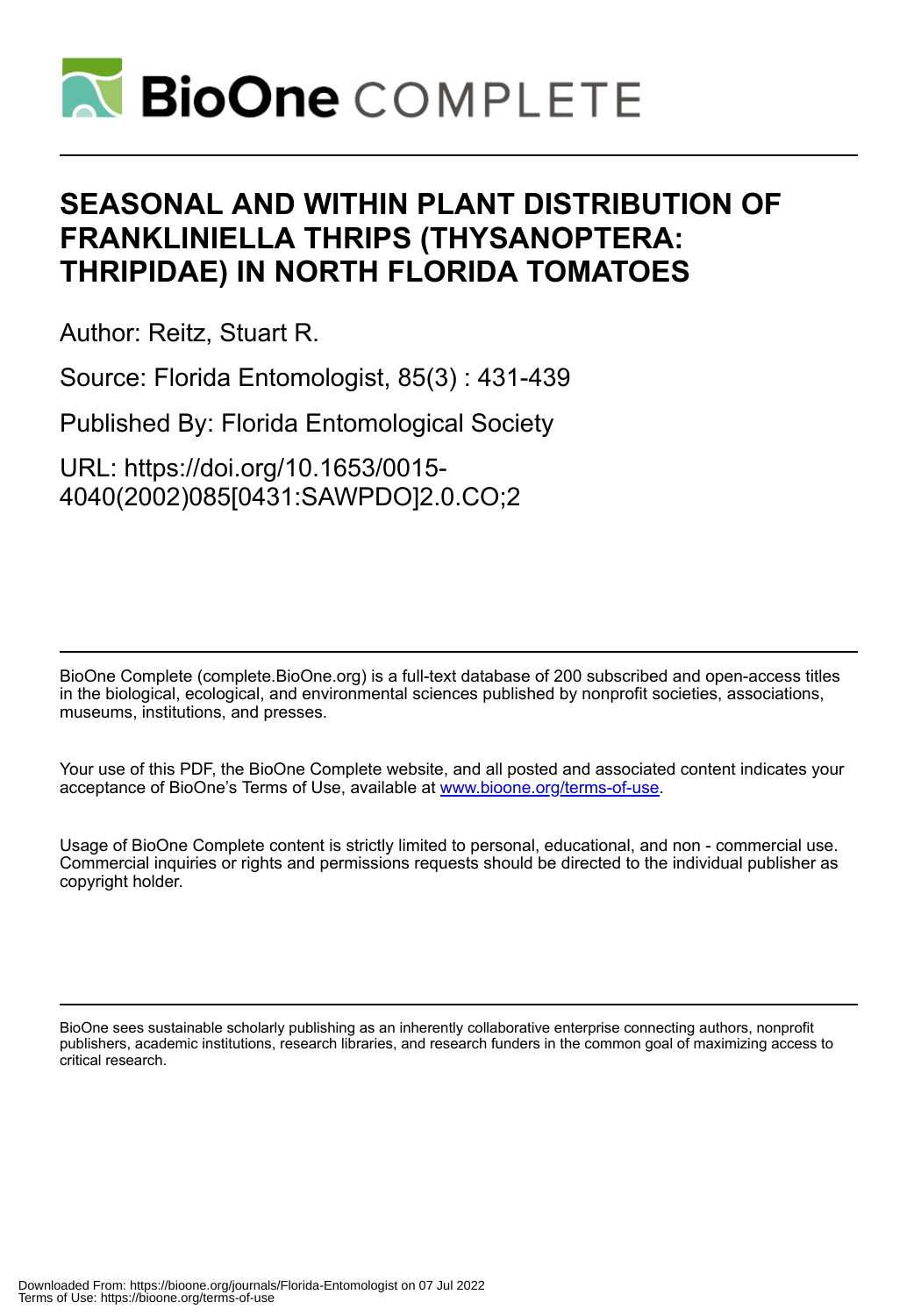# SEASONAL AND WITHIN PLANT DISTRIBUTION OF FRANKLINIELLA THRIPS (THYSANOPTERA: THRIPIDAE) IN NORTH FLORIDA TOMATOES

Author: Reitz, Stuart R.

Source: Florida Entomologist, 85(3) : 431-439

Published By: Florida Entomological Society

URL: https://doi.org/10.1653/0015-4040(2002)085[0431:SAWPDO]2.0.CO;2

BioOne Complete (complete.BioOne.org) is a full-text database of 200 subscribed and open-access titles in the biological, ecological, and environmental sciences published by nonprofit societies, associations, museums, institutions, and presses.

Your use of this PDF, the BioOne Complete website, and all posted and associated content indicates your acceptance of BioOne's Terms of Use, available at www.bioone.org/terms-of-use.

Usage of BioOne Complete content is strictly limited to personal, educational, and non - commercial use. Commercial inquiries or rights and permissions requests should be directed to the individual publisher as copyright holder.

BioOne sees sustainable scholarly publishing as an inherently collaborative enterprise connecting authors, nonprofit publishers, academic institutions, research libraries, and research funders in the common goal of maximizing access to critical research.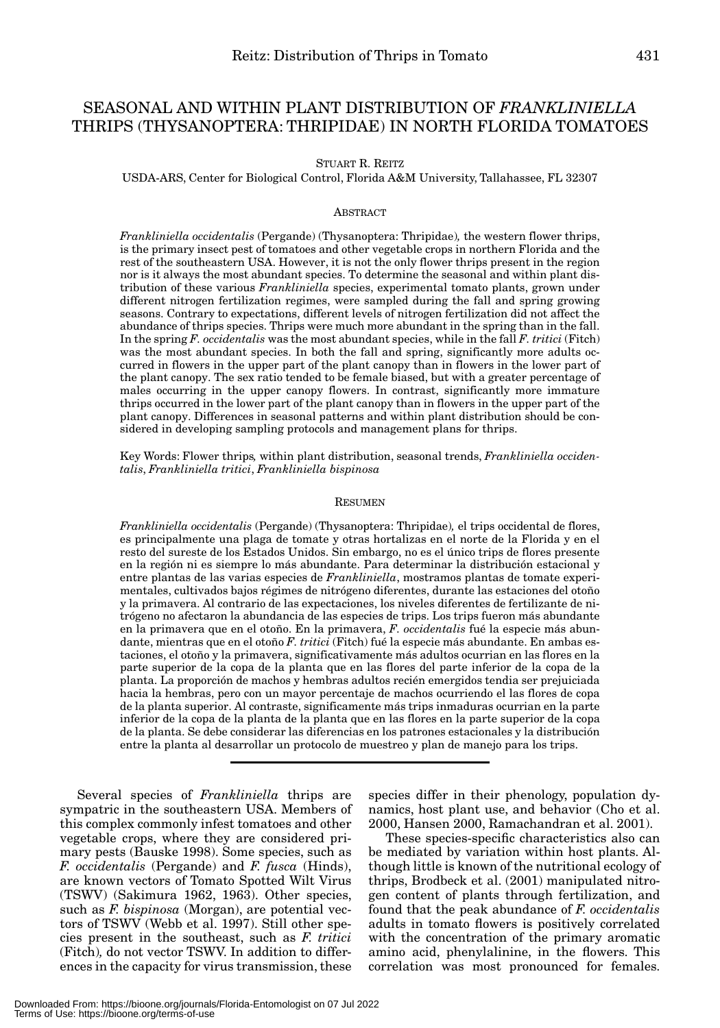# SEASONAL AND WITHIN PLANT DISTRIBUTION OF *FRANKLINIELLA* THRIPS (THYSANOPTERA: THRIPIDAE) IN NORTH FLORIDA TOMATOES

STUART R. REITZ

USDA-ARS, Center for Biological Control, Florida A&M University, Tallahassee, FL 32307

## ABSTRACT

*Frankliniella occidentalis* (Pergande) (Thysanoptera: Thripidae), the western flower thrips, is the primary insect pest of tomatoes and other vegetable crops in northern Florida and the rest of the southeastern USA. However, it is not the only flower thrips present in the region nor is it always the most abundant species. To determine the seasonal and within plant distribution of these various *Frankliniella* species, experimental tomato plants, grown under different nitrogen fertilization regimes, were sampled during the fall and spring growing seasons. Contrary to expectations, different levels of nitrogen fertilization did not affect the abundance of thrips species. Thrips were much more abundant in the spring than in the fall. In the spring *F. occidentalis* was the most abundant species, while in the fall *F. tritici* (Fitch) was the most abundant species. In both the fall and spring, significantly more adults occurred in flowers in the upper part of the plant canopy than in flowers in the lower part of the plant canopy. The sex ratio tended to be female biased, but with a greater percentage of males occurring in the upper canopy flowers. In contrast, significantly more immature thrips occurred in the lower part of the plant canopy than in flowers in the upper part of the plant canopy. Differences in seasonal patterns and within plant distribution should be considered in developing sampling protocols and management plans for thrips.

Key Words: Flower thrips, within plant distribution, seasonal trends, *Frankliniella occidentalis*, *Frankliniella tritici*, *Frankliniella bispinosa*

## RESUMEN

*Frankliniella occidentalis* (Pergande) (Thysanoptera: Thripidae), el trips occidental de flores, es principalmente una plaga de tomate y otras hortalizas en el norte de la Florida y en el resto del sureste de los Estados Unidos. Sin embargo, no es el único trips de flores presente en la región ni es siempre lo más abundante. Para determinar la distribución estacional y entre plantas de las varias especies de *Frankliniella*, mostramos plantas de tomate experimentales, cultivados bajos régimes de nitrógeno diferentes, durante las estaciones del otoño y la primavera. Al contrario de las expectaciones, los niveles diferentes de fertilizante de nitrógeno no afectaron la abundancia de las especies de trips. Los trips fueron más abundante en la primavera que en el otoño. En la primavera, *F. occidentalis* fué la especie más abundante, mientras que en el otoño *F. tritici* (Fitch) fué la especie más abundante. En ambas estaciones, el otoño y la primavera, significativamente más adultos ocurrian en las flores en la parte superior de la copa de la planta que en las flores del parte inferior de la copa de la planta. La proporción de machos y hembras adultos recién emergidos tendia ser prejuiciada hacia la hembras, pero con un mayor percentaje de machos ocurriendo el las flores de copa de la planta superior. Al contraste, significamente más trips inmaduras ocurrian en la parte inferior de la copa de la planta de la planta que en las flores en la parte superior de la copa de la planta. Se debe considerar las diferencias en los patrones estacionales y la distribución entre la planta al desarrollar un protocolo de muestreo y plan de manejo para los trips.

---

Several species of *Frankliniella* thrips are sympatric in the southeastern USA. Members of this complex commonly infest tomatoes and other vegetable crops, where they are considered primary pests (Bauske 1998). Some species, such as *F. occidentalis* (Pergande) and *F. fusca* (Hinds), are known vectors of Tomato Spotted Wilt Virus (TSWV) (Sakimura 1962, 1963). Other species, such as *F. bispinosa* (Morgan), are potential vectors of TSWV (Webb et al. 1997). Still other species present in the southeast, such as *F. tritici* (Fitch), do not vector TSWV. In addition to differences in the capacity for virus transmission, these species differ in their phenology, population dynamics, host plant use, and behavior (Cho et al. 2000, Hansen 2000, Ramachandran et al. 2001).

These species-specific characteristics also can be mediated by variation within host plants. Although little is known of the nutritional ecology of thrips, Brodbeck et al. (2001) manipulated nitrogen content of plants through fertilization, and found that the peak abundance of *F. occidentalis* adults in tomato flowers is positively correlated with the concentration of the primary aromatic amino acid, phenylalinine, in the flowers. This correlation was most pronounced for females.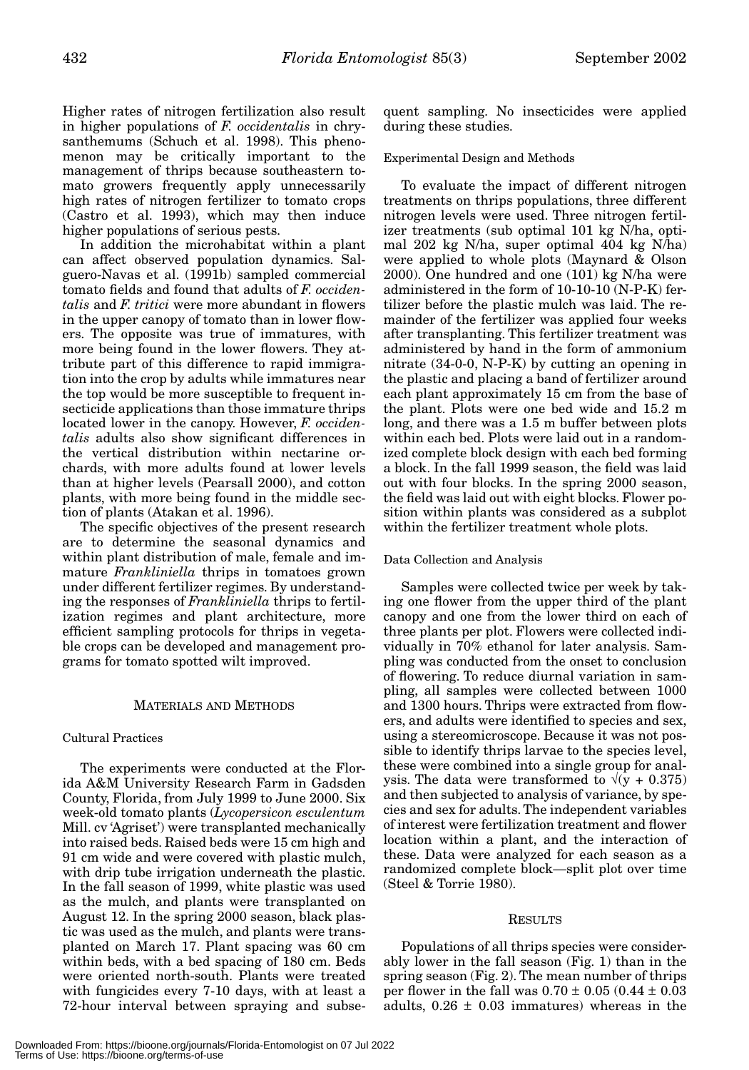Higher rates of nitrogen fertilization also result in higher populations of *F. occidentalis* in chrysanthemums (Schuch et al. 1998). This phenomenon may be critically important to the management of thrips because southeastern tomato growers frequently apply unnecessarily high rates of nitrogen fertilizer to tomato crops (Castro et al. 1993), which may then induce higher populations of serious pests.

In addition the microhabitat within a plant can affect observed population dynamics. Salguero-Navas et al. (1991b) sampled commercial tomato fields and found that adults of *F. occidentalis* and *F. tritici* were more abundant in flowers in the upper canopy of tomato than in lower flowers. The opposite was true of immatures, with more being found in the lower flowers. They attribute part of this difference to rapid immigration into the crop by adults while immatures near the top would be more susceptible to frequent insecticide applications than those immature thrips located lower in the canopy. However, *F. occidentalis* adults also show significant differences in the vertical distribution within nectarine orchards, with more adults found at lower levels than at higher levels (Pearsall 2000), and cotton plants, with more being found in the middle section of plants (Atakan et al. 1996).

The specific objectives of the present research are to determine the seasonal dynamics and within plant distribution of male, female and immature *Frankliniella* thrips in tomatoes grown under different fertilizer regimes. By understanding the responses of *Frankliniella* thrips to fertilization regimes and plant architecture, more efficient sampling protocols for thrips in vegetable crops can be developed and management programs for tomato spotted wilt improved.

## MATERIALS AND METHODS

### Cultural Practices

The experiments were conducted at the Florida A&M University Research Farm in Gadsden County, Florida, from July 1999 to June 2000. Six week-old tomato plants (*Lycopersicon esculentum* Mill. cv 'Agriset') were transplanted mechanically into raised beds. Raised beds were 15 cm high and 91 cm wide and were covered with plastic mulch, with drip tube irrigation underneath the plastic. In the fall season of 1999, white plastic was used as the mulch, and plants were transplanted on August 12. In the spring 2000 season, black plastic was used as the mulch, and plants were transplanted on March 17. Plant spacing was 60 cm within beds, with a bed spacing of 180 cm. Beds were oriented north-south. Plants were treated with fungicides every 7-10 days, with at least a 72-hour interval between spraying and subsequent sampling. No insecticides were applied during these studies.

### Experimental Design and Methods

To evaluate the impact of different nitrogen treatments on thrips populations, three different nitrogen levels were used. Three nitrogen fertilizer treatments (sub optimal 101 kg N/ha, optimal 202 kg N/ha, super optimal 404 kg N/ha) were applied to whole plots (Maynard & Olson 2000). One hundred and one (101) kg N/ha were administered in the form of 10-10-10 (N-P-K) fertilizer before the plastic mulch was laid. The remainder of the fertilizer was applied four weeks after transplanting. This fertilizer treatment was administered by hand in the form of ammonium nitrate (34-0-0, N-P-K) by cutting an opening in the plastic and placing a band of fertilizer around each plant approximately 15 cm from the base of the plant. Plots were one bed wide and 15.2 m long, and there was a 1.5 m buffer between plots within each bed. Plots were laid out in a randomized complete block design with each bed forming a block. In the fall 1999 season, the field was laid out with four blocks. In the spring 2000 season, the field was laid out with eight blocks. Flower position within plants was considered as a subplot within the fertilizer treatment whole plots.

### Data Collection and Analysis

Samples were collected twice per week by taking one flower from the upper third of the plant canopy and one from the lower third on each of three plants per plot. Flowers were collected individually in 70% ethanol for later analysis. Sampling was conducted from the onset to conclusion of flowering. To reduce diurnal variation in sampling, all samples were collected between 1000 and 1300 hours. Thrips were extracted from flowers, and adults were identified to species and sex, using a stereomicroscope. Because it was not possible to identify thrips larvae to the species level, these were combined into a single group for analysis. The data were transformed to $\sqrt{(y + 0.375)}$ and then subjected to analysis of variance, by species and sex for adults. The independent variables of interest were fertilization treatment and flower location within a plant, and the interaction of these. Data were analyzed for each season as a randomized complete block—split plot over time (Steel & Torrie 1980).

## RESULTS

Populations of all thrips species were considerably lower in the fall season (Fig. 1) than in the spring season (Fig. 2). The mean number of thrips per flower in the fall was $0.70 \pm 0.05$ ($0.44 \pm 0.03$ adults, $0.26 \pm 0.03$ immatures) whereas in the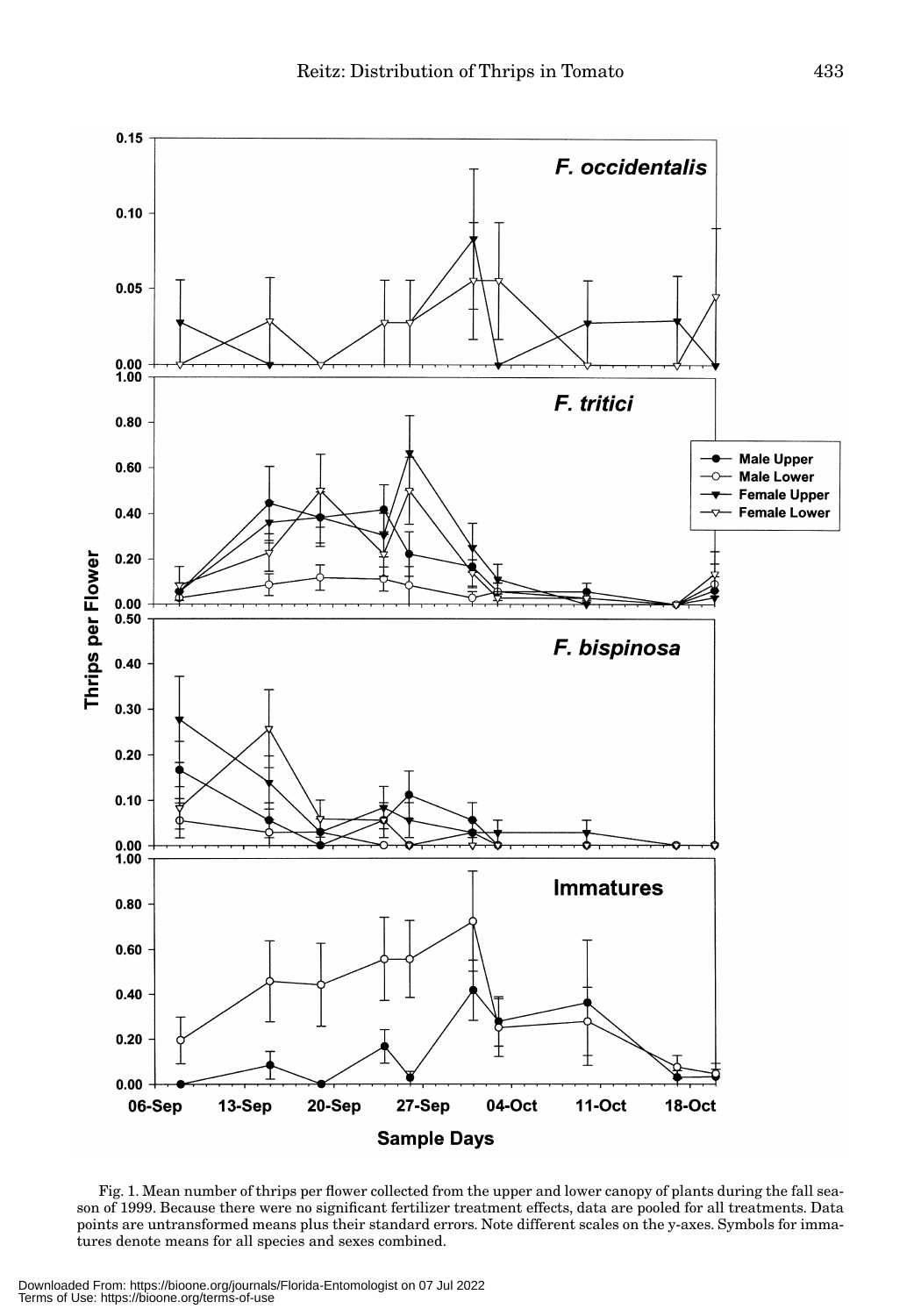Fig. 1. Mean number of thrips per flower collected from the upper and lower canopy of plants during the fall season of 1999. Because there were no significant fertilizer treatment effects, data are pooled for all treatments. Data points are untransformed means plus their standard errors. Note different scales on the y-axes. Symbols for immatures denote means for all species and sexes combined.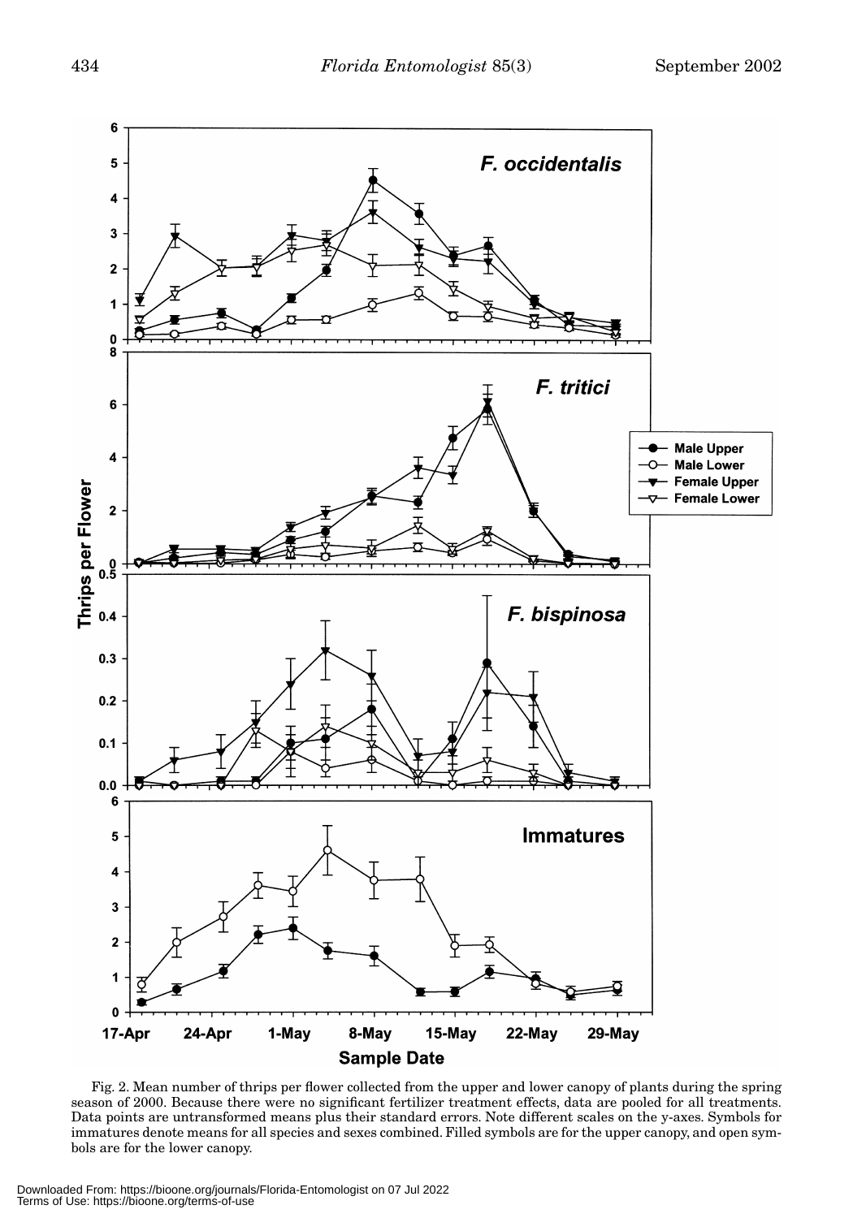Fig. 2. Mean number of thrips per flower collected from the upper and lower canopy of plants during the spring season of 2000. Because there were no significant fertilizer treatment effects, data are pooled for all treatments. Data points are untransformed means plus their standard errors. Note different scales on the y-axes. Symbols for immatures denote means for all species and sexes combined. Filled symbols are for the upper canopy, and open symbols are for the lower canopy.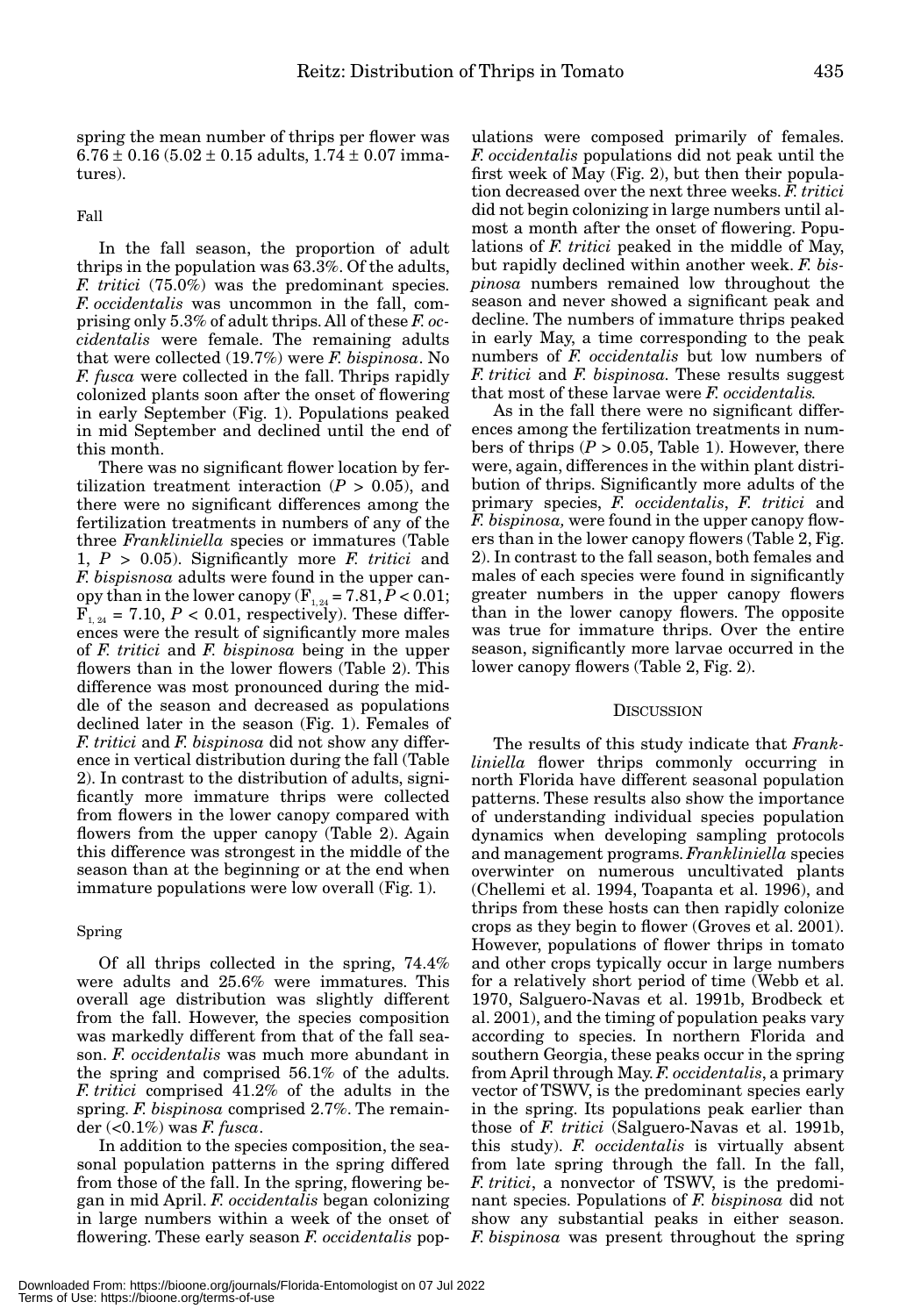spring the mean number of thrips per flower was 6.76 ± 0.16 (5.02 ± 0.15 adults, 1.74 ± 0.07 immatures).

### Fall

In the fall season, the proportion of adult thrips in the population was 63.3%. Of the adults, *F. tritici* (75.0%) was the predominant species. *F. occidentalis* was uncommon in the fall, comprising only 5.3% of adult thrips. All of these *F. occidentalis* were female. The remaining adults that were collected (19.7%) were *F. bispinosa*. No *F. fusca* were collected in the fall. Thrips rapidly colonized plants soon after the onset of flowering in early September (Fig. 1). Populations peaked in mid September and declined until the end of this month.

There was no significant flower location by fertilization treatment interaction ($P > 0.05$), and there were no significant differences among the fertilization treatments in numbers of any of the three *Frankliniella* species or immatures (Table 1, $P > 0.05$). Significantly more *F. tritici* and *F. bispisnosa* adults were found in the upper canopy than in the lower canopy ($F_{1, 24} = 7.81, P < 0.01$; $F_{1, 24} = 7.10, P < 0.01$, respectively). These differences were the result of significantly more males of *F. tritici* and *F. bispinosa* being in the upper flowers than in the lower flowers (Table 2). This difference was most pronounced during the middle of the season and decreased as populations declined later in the season (Fig. 1). Females of *F. tritici* and *F. bispinosa* did not show any difference in vertical distribution during the fall (Table 2). In contrast to the distribution of adults, significantly more immature thrips were collected from flowers in the lower canopy compared with flowers from the upper canopy (Table 2). Again this difference was strongest in the middle of the season than at the beginning or at the end when immature populations were low overall (Fig. 1).

### Spring

Of all thrips collected in the spring, 74.4% were adults and 25.6% were immatures. This overall age distribution was slightly different from the fall. However, the species composition was markedly different from that of the fall season. *F. occidentalis* was much more abundant in the spring and comprised 56.1% of the adults. *F. tritici* comprised 41.2% of the adults in the spring. *F. bispinosa* comprised 2.7%. The remainder (<0.1%) was *F. fusca*.

In addition to the species composition, the seasonal population patterns in the spring differed from those of the fall. In the spring, flowering began in mid April. *F. occidentalis* began colonizing in large numbers within a week of the onset of flowering. These early season *F. occidentalis* populations were composed primarily of females. *F. occidentalis* populations did not peak until the first week of May (Fig. 2), but then their population decreased over the next three weeks. *F. tritici* did not begin colonizing in large numbers until almost a month after the onset of flowering. Populations of *F. tritici* peaked in the middle of May, but rapidly declined within another week. *F. bispinosa* numbers remained low throughout the season and never showed a significant peak and decline. The numbers of immature thrips peaked in early May, a time corresponding to the peak numbers of *F. occidentalis* but low numbers of *F. tritici* and *F. bispinosa*. These results suggest that most of these larvae were *F. occidentalis*.

As in the fall there were no significant differences among the fertilization treatments in numbers of thrips ($P > 0.05$, Table 1). However, there were, again, differences in the within plant distribution of thrips. Significantly more adults of the primary species, *F. occidentalis*, *F. tritici* and *F. bispinosa,* were found in the upper canopy flowers than in the lower canopy flowers (Table 2, Fig. 2). In contrast to the fall season, both females and males of each species were found in significantly greater numbers in the upper canopy flowers than in the lower canopy flowers. The opposite was true for immature thrips. Over the entire season, significantly more larvae occurred in the lower canopy flowers (Table 2, Fig. 2).

## Discussion

The results of this study indicate that *Frankliniella* flower thrips commonly occurring in north Florida have different seasonal population patterns. These results also show the importance of understanding individual species population dynamics when developing sampling protocols and management programs. *Frankliniella* species overwinter on numerous uncultivated plants (Chellemi et al. 1994, Toapanta et al. 1996), and thrips from these hosts can then rapidly colonize crops as they begin to flower (Groves et al. 2001). However, populations of flower thrips in tomato and other crops typically occur in large numbers for a relatively short period of time (Webb et al. 1970, Salguero-Navas et al. 1991b, Brodbeck et al. 2001), and the timing of population peaks vary according to species. In northern Florida and southern Georgia, these peaks occur in the spring from April through May. *F. occidentalis*, a primary vector of TSWV, is the predominant species early in the spring. Its populations peak earlier than those of *F. tritici* (Salguero-Navas et al. 1991b, this study). *F. occidentalis* is virtually absent from late spring through the fall. In the fall, *F. tritici*, a nonvector of TSWV, is the predominant species. Populations of *F. bispinosa* did not show any substantial peaks in either season. *F. bispinosa* was present throughout the spring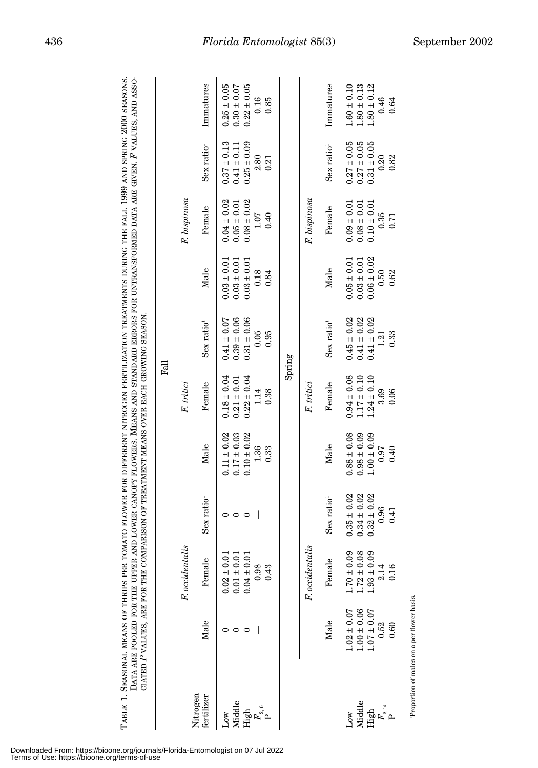TABLE 1. SEASONAL MEANS OF THRIPS PER TOMATO FLOWER FOR DIFFERENT NITROGEN FERTILIZATION TREATMENTS DURING THE FALL 1999 AND SPRING 2000 SEASONS. DATA ARE POOLED FOR THE UPPER AND LOWER CANOPY FLOWERS. MEANS AND STANDARD ERRORS FOR UNTRANSFORMED DATA ARE GIVEN. *F* VALUES, AND ASSOCIATED *P* VALUES, ARE FOR THE COMPARISON OF TREATMENT MEANS OVER EACH GROWING SEASON.

**Fall**

| Nitrogen fertilizer | *F. occidentalis* | | | *F. tritici* | | | *F. bispinosa* | | | |
|---|---|---|---|---|---|---|---|---|---|---|
| | Male | Female | Sex ratio[1] | Male | Female | Sex ratio[1] | Male | Female | Sex ratio[1] | Immatures |
| Low | 0 | 0.02 ± 0.01 | 0 | 0.11 ± 0.02 | 0.18 ± 0.04 | 0.41 ± 0.07 | 0.03 ± 0.01 | 0.04 ± 0.02 | 0.37 ± 0.13 | 0.25 ± 0.05 |
| Middle | 0 | 0.01 ± 0.01 | 0 | 0.17 ± 0.03 | 0.21 ± 0.01 | 0.39 ± 0.06 | 0.03 ± 0.01 | 0.05 ± 0.01 | 0.41 ± 0.11 | 0.30 ± 0.07 |
| High | 0 | 0.04 ± 0.01 | 0 | 0.10 ± 0.02 | 0.22 ± 0.04 | 0.31 ± 0.06 | 0.03 ± 0.01 | 0.08 ± 0.02 | 0.25 ± 0.09 | 0.22 ± 0.05 |
| $F_{2,6}$ | — | 0.98 | — | 1.36 | 1.14 | 0.05 | 0.18 | 1.07 | 2.80 | 0.16 |
| P | | 0.43 | | 0.33 | 0.38 | 0.95 | 0.84 | 0.40 | 0.21 | 0.85 |

**Spring**

| Nitrogen fertilizer | *F. occidentalis* | | | *F. tritici* | | | *F. bispinosa* | | | |
|---|---|---|---|---|---|---|---|---|---|---|
| | Male | Female | Sex ratio[1] | Male | Female | Sex ratio[1] | Male | Female | Sex ratio[1] | Immatures |
| Low | 1.02 ± 0.07 | 1.70 ± 0.09 | 0.35 ± 0.02 | 0.88 ± 0.08 | 0.94 ± 0.08 | 0.45 ± 0.02 | 0.05 ± 0.01 | 0.09 ± 0.01 | 0.27 ± 0.05 | 1.60 ± 0.10 |
| Middle | 1.00 ± 0.06 | 1.72 ± 0.08 | 0.34 ± 0.02 | 0.98 ± 0.09 | 1.17 ± 0.10 | 0.41 ± 0.02 | 0.03 ± 0.01 | 0.08 ± 0.01 | 0.27 ± 0.05 | 1.80 ± 0.13 |
| High | 1.07 ± 0.07 | 1.93 ± 0.09 | 0.32 ± 0.02 | 1.00 ± 0.09 | 1.24 ± 0.10 | 0.41 ± 0.02 | 0.06 ± 0.02 | 0.10 ± 0.01 | 0.31 ± 0.05 | 1.80 ± 0.12 |
| $F_{2,14}$ | 0.52 | 2.14 | 0.96 | 0.97 | 3.69 | 1.21 | 0.50 | 0.35 | 0.20 | 0.46 |
| P | 0.60 | 0.16 | 0.41 | 0.40 | 0.06 | 0.33 | 0.62 | 0.71 | 0.82 | 0.64 |

[1]Proportion of males on a per flower basis.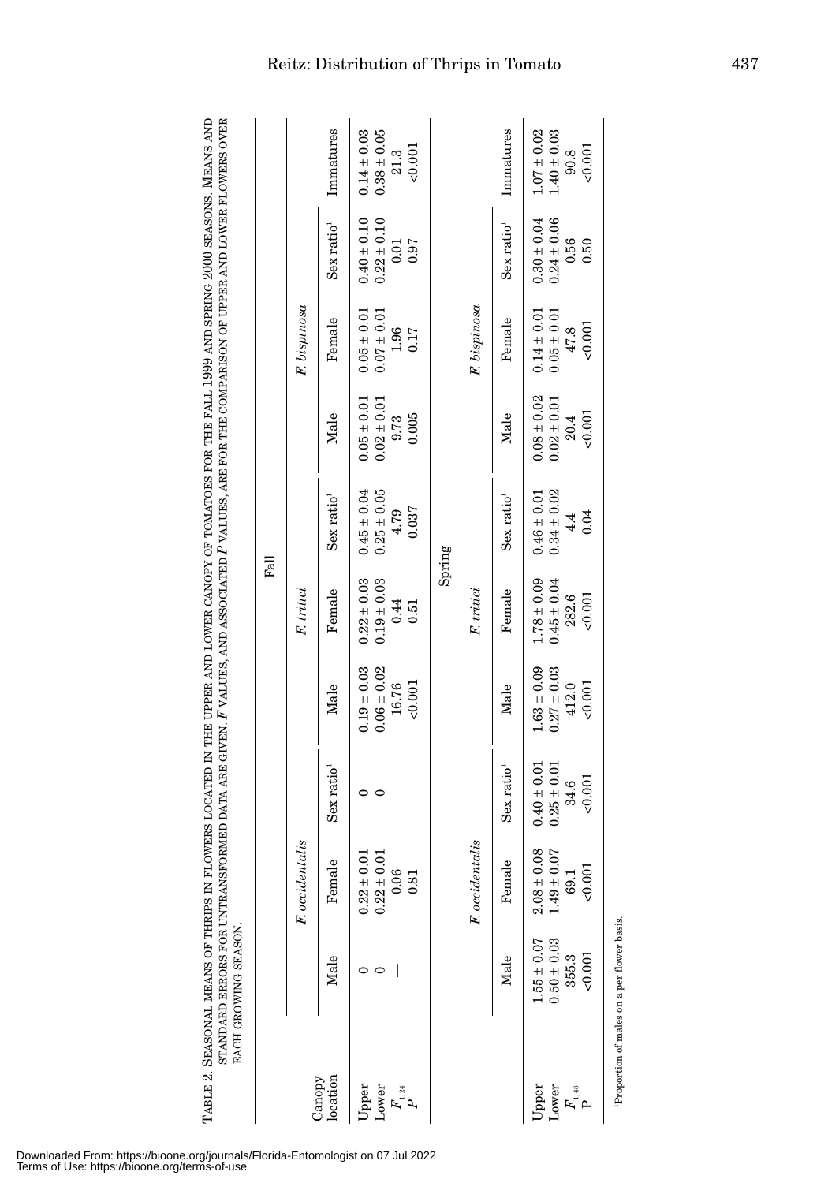TABLE 2. SEASONAL MEANS OF THRIPS IN FLOWERS LOCATED IN THE UPPER AND LOWER CANOPY OF TOMATOES FOR THE FALL 1999 AND SPRING 2000 SEASONS. MEANS AND STANDARD ERRORS FOR UNTRANSFORMED DATA ARE GIVEN. *F* VALUES, AND ASSOCIATED *P* VALUES, ARE FOR THE COMPARISON OF UPPER AND LOWER FLOWERS OVER EACH GROWING SEASON.

| | Fall | | | | | | | | | |
|---|---|---|---|---|---|---|---|---|---|---|
| Canopy location | *F. occidentalis* | | | *F. tritici* | | | *F. bispinosa* | | | |
| | Male | Female | Sex ratio[1] | Male | Female | Sex ratio[1] | Male | Female | Sex ratio[1] | Immatures |
| Upper | 0 | 0.22 ± 0.01 | 0 | 0.19 ± 0.03 | 0.22 ± 0.03 | 0.45 ± 0.04 | 0.05 ± 0.01 | 0.05 ± 0.01 | 0.40 ± 0.10 | 0.14 ± 0.03 |
| Lower | 0 | 0.22 ± 0.01 | 0 | 0.06 ± 0.02 | 0.19 ± 0.03 | 0.25 ± 0.05 | 0.02 ± 0.01 | 0.07 ± 0.01 | 0.22 ± 0.10 | 0.38 ± 0.05 |
| $F_{1,24}$ | — | 0.06 | | 16.76 | 0.44 | 4.79 | 9.73 | 1.96 | 0.01 | 21.3 |
| $P$ | | 0.81 | | <0.001 | 0.51 | 0.037 | 0.005 | 0.17 | 0.97 | <0.001 |
| | Spring | | | | | | | | | |
| | *F. occidentalis* | | | *F. tritici* | | | *F. bispinosa* | | | |
| | Male | Female | Sex ratio[1] | Male | Female | Sex ratio[1] | Male | Female | Sex ratio[1] | Immatures |
| Upper | 1.55 ± 0.07 | 2.08 ± 0.08 | 0.40 ± 0.01 | 1.63 ± 0.09 | 1.78 ± 0.09 | 0.46 ± 0.01 | 0.08 ± 0.02 | 0.14 ± 0.01 | 0.30 ± 0.04 | 1.07 ± 0.02 |
| Lower | 0.50 ± 0.03 | 1.49 ± 0.07 | 0.25 ± 0.01 | 0.27 ± 0.03 | 0.45 ± 0.04 | 0.34 ± 0.02 | 0.02 ± 0.01 | 0.05 ± 0.01 | 0.24 ± 0.06 | 1.40 ± 0.03 |
| $F_{1,48}$ | 355.3 | 69.1 | 34.6 | 412.0 | 282.6 | 4.4 | 20.4 | 47.8 | 0.56 | 90.8 |
| P | <0.001 | <0.001 | <0.001 | <0.001 | <0.001 | 0.04 | <0.001 | <0.001 | 0.50 | <0.001 |

[1]Proportion of males on a per flower basis.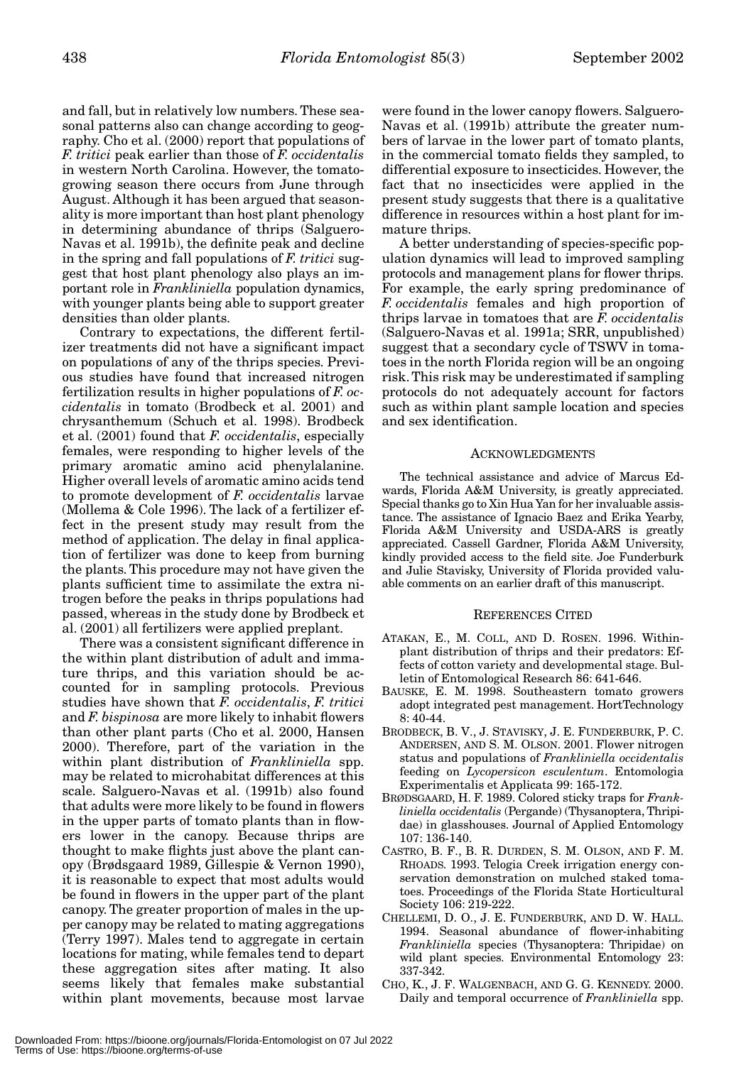and fall, but in relatively low numbers. These seasonal patterns also can change according to geography. Cho et al. (2000) report that populations of *F. tritici* peak earlier than those of *F. occidentalis* in western North Carolina. However, the tomato-growing season there occurs from June through August. Although it has been argued that seasonality is more important than host plant phenology in determining abundance of thrips (Salguero-Navas et al. 1991b), the definite peak and decline in the spring and fall populations of *F. tritici* suggest that host plant phenology also plays an important role in *Frankliniella* population dynamics, with younger plants being able to support greater densities than older plants.

Contrary to expectations, the different fertilizer treatments did not have a significant impact on populations of any of the thrips species. Previous studies have found that increased nitrogen fertilization results in higher populations of *F. occidentalis* in tomato (Brodbeck et al. 2001) and chrysanthemum (Schuch et al. 1998). Brodbeck et al. (2001) found that *F. occidentalis*, especially females, were responding to higher levels of the primary aromatic amino acid phenylalanine. Higher overall levels of aromatic amino acids tend to promote development of *F. occidentalis* larvae (Mollema & Cole 1996). The lack of a fertilizer effect in the present study may result from the method of application. The delay in final application of fertilizer was done to keep from burning the plants. This procedure may not have given the plants sufficient time to assimilate the extra nitrogen before the peaks in thrips populations had passed, whereas in the study done by Brodbeck et al. (2001) all fertilizers were applied preplant.

There was a consistent significant difference in the within plant distribution of adult and immature thrips, and this variation should be accounted for in sampling protocols. Previous studies have shown that *F. occidentalis*, *F. tritici* and *F. bispinosa* are more likely to inhabit flowers than other plant parts (Cho et al. 2000, Hansen 2000). Therefore, part of the variation in the within plant distribution of *Frankliniella* spp. may be related to microhabitat differences at this scale. Salguero-Navas et al. (1991b) also found that adults were more likely to be found in flowers in the upper parts of tomato plants than in flowers lower in the canopy. Because thrips are thought to make flights just above the plant canopy (Brødsgaard 1989, Gillespie & Vernon 1990), it is reasonable to expect that most adults would be found in flowers in the upper part of the plant canopy. The greater proportion of males in the upper canopy may be related to mating aggregations (Terry 1997). Males tend to aggregate in certain locations for mating, while females tend to depart these aggregation sites after mating. It also seems likely that females make substantial within plant movements, because most larvae were found in the lower canopy flowers. Salguero-Navas et al. (1991b) attribute the greater numbers of larvae in the lower part of tomato plants, in the commercial tomato fields they sampled, to differential exposure to insecticides. However, the fact that no insecticides were applied in the present study suggests that there is a qualitative difference in resources within a host plant for immature thrips.

A better understanding of species-specific population dynamics will lead to improved sampling protocols and management plans for flower thrips. For example, the early spring predominance of *F. occidentalis* females and high proportion of thrips larvae in tomatoes that are *F. occidentalis* (Salguero-Navas et al. 1991a; SRR, unpublished) suggest that a secondary cycle of TSWV in tomatoes in the north Florida region will be an ongoing risk. This risk may be underestimated if sampling protocols do not adequately account for factors such as within plant sample location and species and sex identification.

## ACKNOWLEDGMENTS

The technical assistance and advice of Marcus Edwards, Florida A&M University, is greatly appreciated. Special thanks go to Xin Hua Yan for her invaluable assistance. The assistance of Ignacio Baez and Erika Yearby, Florida A&M University and USDA-ARS is greatly appreciated. Cassell Gardner, Florida A&M University, kindly provided access to the field site. Joe Funderburk and Julie Stavisky, University of Florida provided valuable comments on an earlier draft of this manuscript.

## REFERENCES CITED

ATAKAN, E., M. COLL, AND D. ROSEN. 1996. Within-plant distribution of thrips and their predators: Effects of cotton variety and developmental stage. Bulletin of Entomological Research 86: 641-646.

BAUSKE, E. M. 1998. Southeastern tomato growers adopt integrated pest management. HortTechnology 8: 40-44.

BRODBECK, B. V., J. STAVISKY, J. E. FUNDERBURK, P. C. ANDERSEN, AND S. M. OLSON. 2001. Flower nitrogen status and populations of *Frankliniella occidentalis* feeding on *Lycopersicon esculentum*. Entomologia Experimentalis et Applicata 99: 165-172.

BRØDSGAARD, H. F. 1989. Colored sticky traps for *Frankliniella occidentalis* (Pergande) (Thysanoptera, Thripidae) in glasshouses. Journal of Applied Entomology 107: 136-140.

CASTRO, B. F., B. R. DURDEN, S. M. OLSON, AND F. M. RHOADS. 1993. Telogia Creek irrigation energy conservation demonstration on mulched staked tomatoes. Proceedings of the Florida State Horticultural Society 106: 219-222.

CHELLEMI, D. O., J. E. FUNDERBURK, AND D. W. HALL. 1994. Seasonal abundance of flower-inhabiting *Frankliniella* species (Thysanoptera: Thripidae) on wild plant species. Environmental Entomology 23: 337-342.

CHO, K., J. F. WALGENBACH, AND G. G. KENNEDY. 2000. Daily and temporal occurrence of *Frankliniella* spp.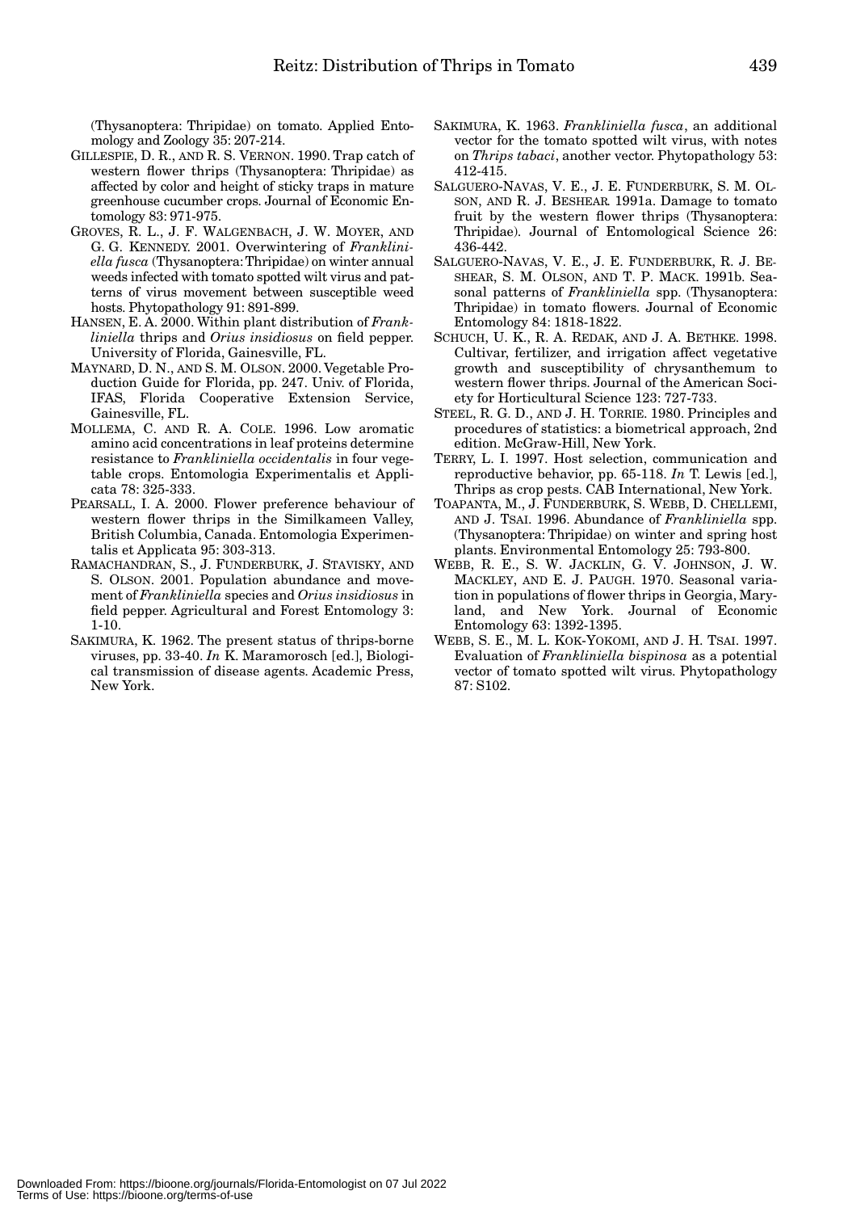(Thysanoptera: Thripidae) on tomato. Applied Entomology and Zoology 35: 207-214.

GILLESPIE, D. R., AND R. S. VERNON. 1990. Trap catch of western flower thrips (Thysanoptera: Thripidae) as affected by color and height of sticky traps in mature greenhouse cucumber crops. Journal of Economic Entomology 83: 971-975.

GROVES, R. L., J. F. WALGENBACH, J. W. MOYER, AND G. G. KENNEDY. 2001. Overwintering of *Frankliniella fusca* (Thysanoptera: Thripidae) on winter annual weeds infected with tomato spotted wilt virus and patterns of virus movement between susceptible weed hosts. Phytopathology 91: 891-899.

HANSEN, E. A. 2000. Within plant distribution of *Frankliniella* thrips and *Orius insidiosus* on field pepper. University of Florida, Gainesville, FL.

MAYNARD, D. N., AND S. M. OLSON. 2000. Vegetable Production Guide for Florida, pp. 247. Univ. of Florida, IFAS, Florida Cooperative Extension Service, Gainesville, FL.

MOLLEMA, C. AND R. A. COLE. 1996. Low aromatic amino acid concentrations in leaf proteins determine resistance to *Frankliniella occidentalis* in four vegetable crops. Entomologia Experimentalis et Applicata 78: 325-333.

PEARSALL, I. A. 2000. Flower preference behaviour of western flower thrips in the Similkameen Valley, British Columbia, Canada. Entomologia Experimentalis et Applicata 95: 303-313.

RAMACHANDRAN, S., J. FUNDERBURK, J. STAVISKY, AND S. OLSON. 2001. Population abundance and movement of *Frankliniella* species and *Orius insidiosus* in field pepper. Agricultural and Forest Entomology 3: 1-10.

SAKIMURA, K. 1962. The present status of thrips-borne viruses, pp. 33-40. *In* K. Maramorosch [ed.], Biological transmission of disease agents. Academic Press, New York.

SAKIMURA, K. 1963. *Frankliniella fusca*, an additional vector for the tomato spotted wilt virus, with notes on *Thrips tabaci*, another vector. Phytopathology 53: 412-415.

SALGUERO-NAVAS, V. E., J. E. FUNDERBURK, S. M. OLSON, AND R. J. BESHEAR. 1991a. Damage to tomato fruit by the western flower thrips (Thysanoptera: Thripidae). Journal of Entomological Science 26: 436-442.

SALGUERO-NAVAS, V. E., J. E. FUNDERBURK, R. J. BESHEAR, S. M. OLSON, AND T. P. MACK. 1991b. Seasonal patterns of *Frankliniella* spp. (Thysanoptera: Thripidae) in tomato flowers. Journal of Economic Entomology 84: 1818-1822.

SCHUCH, U. K., R. A. REDAK, AND J. A. BETHKE. 1998. Cultivar, fertilizer, and irrigation affect vegetative growth and susceptibility of chrysanthemum to western flower thrips. Journal of the American Society for Horticultural Science 123: 727-733.

STEEL, R. G. D., AND J. H. TORRIE. 1980. Principles and procedures of statistics: a biometrical approach, 2nd edition. McGraw-Hill, New York.

TERRY, L. I. 1997. Host selection, communication and reproductive behavior, pp. 65-118. *In* T. Lewis [ed.], Thrips as crop pests. CAB International, New York.

TOAPANTA, M., J. FUNDERBURK, S. WEBB, D. CHELLEMI, AND J. TSAI. 1996. Abundance of *Frankliniella* spp. (Thysanoptera: Thripidae) on winter and spring host plants. Environmental Entomology 25: 793-800.

WEBB, R. E., S. W. JACKLIN, G. V. JOHNSON, J. W. MACKLEY, AND E. J. PAUGH. 1970. Seasonal variation in populations of flower thrips in Georgia, Maryland, and New York. Journal of Economic Entomology 63: 1392-1395.

WEBB, S. E., M. L. KOK-YOKOMI, AND J. H. TSAI. 1997. Evaluation of *Frankliniella bispinosa* as a potential vector of tomato spotted wilt virus. Phytopathology 87: S102.